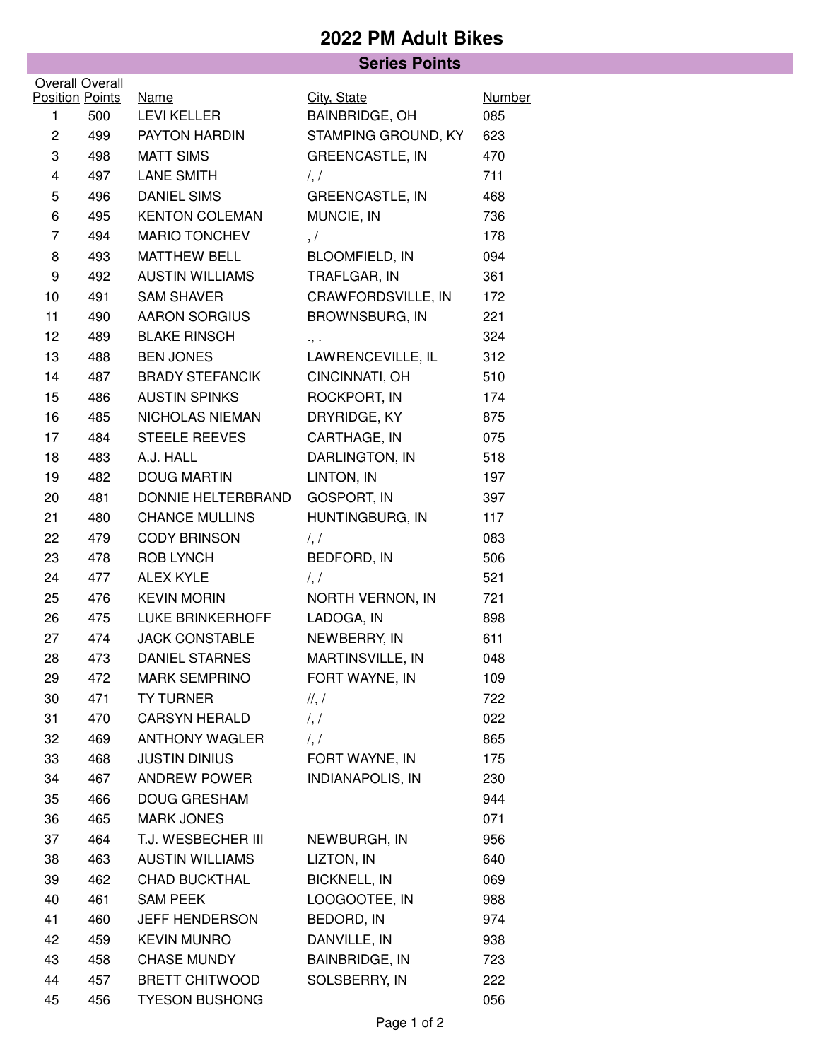# 2022 PM Adult Bikes

## Series Points

| Overall Position | Overall Points | Name | City, State | Number |
|---|---|---|---|---|
| 1 | 500 | LEVI KELLER | BAINBRIDGE, OH | 085 |
| 2 | 499 | PAYTON HARDIN | STAMPING GROUND, KY | 623 |
| 3 | 498 | MATT SIMS | GREENCASTLE, IN | 470 |
| 4 | 497 | LANE SMITH | /, / | 711 |
| 5 | 496 | DANIEL SIMS | GREENCASTLE, IN | 468 |
| 6 | 495 | KENTON COLEMAN | MUNCIE, IN | 736 |
| 7 | 494 | MARIO TONCHEV | , / | 178 |
| 8 | 493 | MATTHEW BELL | BLOOMFIELD, IN | 094 |
| 9 | 492 | AUSTIN WILLIAMS | TRAFLGAR, IN | 361 |
| 10 | 491 | SAM SHAVER | CRAWFORDSVILLE, IN | 172 |
| 11 | 490 | AARON SORGIUS | BROWNSBURG, IN | 221 |
| 12 | 489 | BLAKE RINSCH | ., . | 324 |
| 13 | 488 | BEN JONES | LAWRENCEVILLE, IL | 312 |
| 14 | 487 | BRADY STEFANCIK | CINCINNATI, OH | 510 |
| 15 | 486 | AUSTIN SPINKS | ROCKPORT, IN | 174 |
| 16 | 485 | NICHOLAS NIEMAN | DRYRIDGE, KY | 875 |
| 17 | 484 | STEELE REEVES | CARTHAGE, IN | 075 |
| 18 | 483 | A.J. HALL | DARLINGTON, IN | 518 |
| 19 | 482 | DOUG MARTIN | LINTON, IN | 197 |
| 20 | 481 | DONNIE HELTERBRAND | GOSPORT, IN | 397 |
| 21 | 480 | CHANCE MULLINS | HUNTINGBURG, IN | 117 |
| 22 | 479 | CODY BRINSON | /, / | 083 |
| 23 | 478 | ROB LYNCH | BEDFORD, IN | 506 |
| 24 | 477 | ALEX KYLE | /, / | 521 |
| 25 | 476 | KEVIN MORIN | NORTH VERNON, IN | 721 |
| 26 | 475 | LUKE BRINKERHOFF | LADOGA, IN | 898 |
| 27 | 474 | JACK CONSTABLE | NEWBERRY, IN | 611 |
| 28 | 473 | DANIEL STARNES | MARTINSVILLE, IN | 048 |
| 29 | 472 | MARK SEMPRINO | FORT WAYNE, IN | 109 |
| 30 | 471 | TY TURNER | //, / | 722 |
| 31 | 470 | CARSYN HERALD | /, / | 022 |
| 32 | 469 | ANTHONY WAGLER | /, / | 865 |
| 33 | 468 | JUSTIN DINIUS | FORT WAYNE, IN | 175 |
| 34 | 467 | ANDREW POWER | INDIANAPOLIS, IN | 230 |
| 35 | 466 | DOUG GRESHAM | | 944 |
| 36 | 465 | MARK JONES | | 071 |
| 37 | 464 | T.J. WESBECHER III | NEWBURGH, IN | 956 |
| 38 | 463 | AUSTIN WILLIAMS | LIZTON, IN | 640 |
| 39 | 462 | CHAD BUCKTHAL | BICKNELL, IN | 069 |
| 40 | 461 | SAM PEEK | LOOGOOTEE, IN | 988 |
| 41 | 460 | JEFF HENDERSON | BEDORD, IN | 974 |
| 42 | 459 | KEVIN MUNRO | DANVILLE, IN | 938 |
| 43 | 458 | CHASE MUNDY | BAINBRIDGE, IN | 723 |
| 44 | 457 | BRETT CHITWOOD | SOLSBERRY, IN | 222 |
| 45 | 456 | TYESON BUSHONG | | 056 |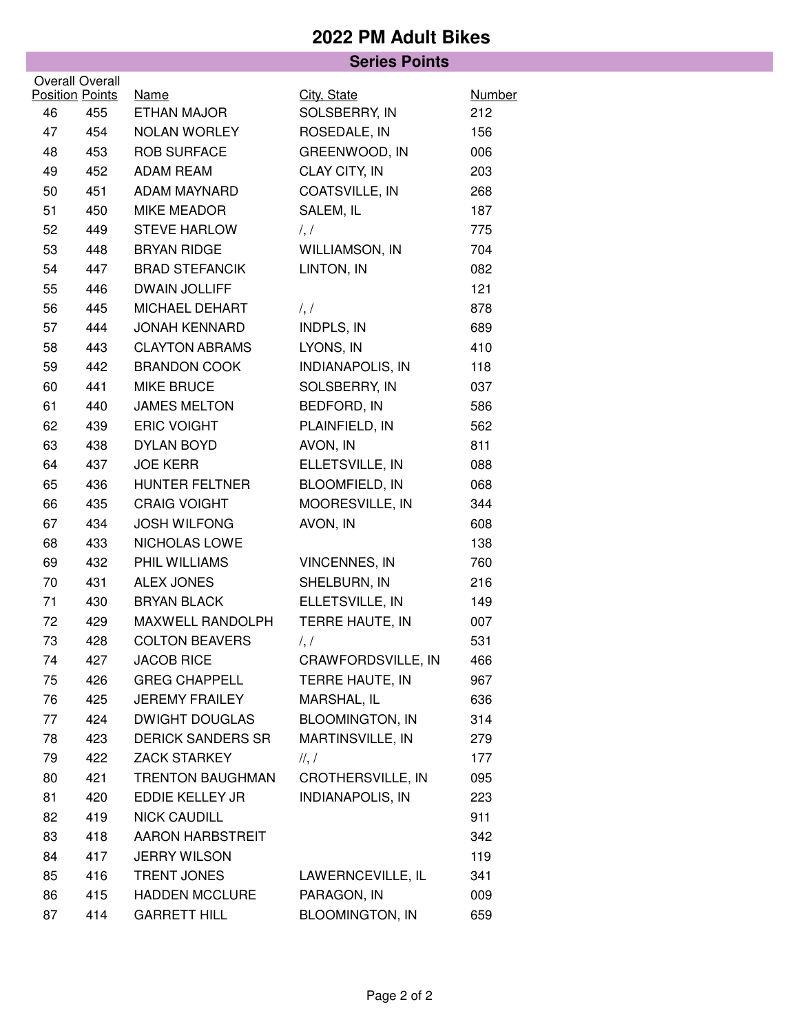# 2022 PM Adult Bikes

## Series Points

| Overall Position | Overall Points | Name | City, State | Number |
|---|---|---|---|---|
| 46 | 455 | ETHAN MAJOR | SOLSBERRY, IN | 212 |
| 47 | 454 | NOLAN WORLEY | ROSEDALE, IN | 156 |
| 48 | 453 | ROB SURFACE | GREENWOOD, IN | 006 |
| 49 | 452 | ADAM REAM | CLAY CITY, IN | 203 |
| 50 | 451 | ADAM MAYNARD | COATSVILLE, IN | 268 |
| 51 | 450 | MIKE MEADOR | SALEM, IL | 187 |
| 52 | 449 | STEVE HARLOW | /, / | 775 |
| 53 | 448 | BRYAN RIDGE | WILLIAMSON, IN | 704 |
| 54 | 447 | BRAD STEFANCIK | LINTON, IN | 082 |
| 55 | 446 | DWAIN JOLLIFF | | 121 |
| 56 | 445 | MICHAEL DEHART | /, / | 878 |
| 57 | 444 | JONAH KENNARD | INDPLS, IN | 689 |
| 58 | 443 | CLAYTON ABRAMS | LYONS, IN | 410 |
| 59 | 442 | BRANDON COOK | INDIANAPOLIS, IN | 118 |
| 60 | 441 | MIKE BRUCE | SOLSBERRY, IN | 037 |
| 61 | 440 | JAMES MELTON | BEDFORD, IN | 586 |
| 62 | 439 | ERIC VOIGHT | PLAINFIELD, IN | 562 |
| 63 | 438 | DYLAN BOYD | AVON, IN | 811 |
| 64 | 437 | JOE KERR | ELLETSVILLE, IN | 088 |
| 65 | 436 | HUNTER FELTNER | BLOOMFIELD, IN | 068 |
| 66 | 435 | CRAIG VOIGHT | MOORESVILLE, IN | 344 |
| 67 | 434 | JOSH WILFONG | AVON, IN | 608 |
| 68 | 433 | NICHOLAS LOWE | | 138 |
| 69 | 432 | PHIL WILLIAMS | VINCENNES, IN | 760 |
| 70 | 431 | ALEX JONES | SHELBURN, IN | 216 |
| 71 | 430 | BRYAN BLACK | ELLETSVILLE, IN | 149 |
| 72 | 429 | MAXWELL RANDOLPH | TERRE HAUTE, IN | 007 |
| 73 | 428 | COLTON BEAVERS | /, / | 531 |
| 74 | 427 | JACOB RICE | CRAWFORDSVILLE, IN | 466 |
| 75 | 426 | GREG CHAPPELL | TERRE HAUTE, IN | 967 |
| 76 | 425 | JEREMY FRAILEY | MARSHAL, IL | 636 |
| 77 | 424 | DWIGHT DOUGLAS | BLOOMINGTON, IN | 314 |
| 78 | 423 | DERICK SANDERS SR | MARTINSVILLE, IN | 279 |
| 79 | 422 | ZACK STARKEY | //, / | 177 |
| 80 | 421 | TRENTON BAUGHMAN | CROTHERSVILLE, IN | 095 |
| 81 | 420 | EDDIE KELLEY JR | INDIANAPOLIS, IN | 223 |
| 82 | 419 | NICK CAUDILL | | 911 |
| 83 | 418 | AARON HARBSTREIT | | 342 |
| 84 | 417 | JERRY WILSON | | 119 |
| 85 | 416 | TRENT JONES | LAWERNCEVILLE, IL | 341 |
| 86 | 415 | HADDEN MCCLURE | PARAGON, IN | 009 |
| 87 | 414 | GARRETT HILL | BLOOMINGTON, IN | 659 |